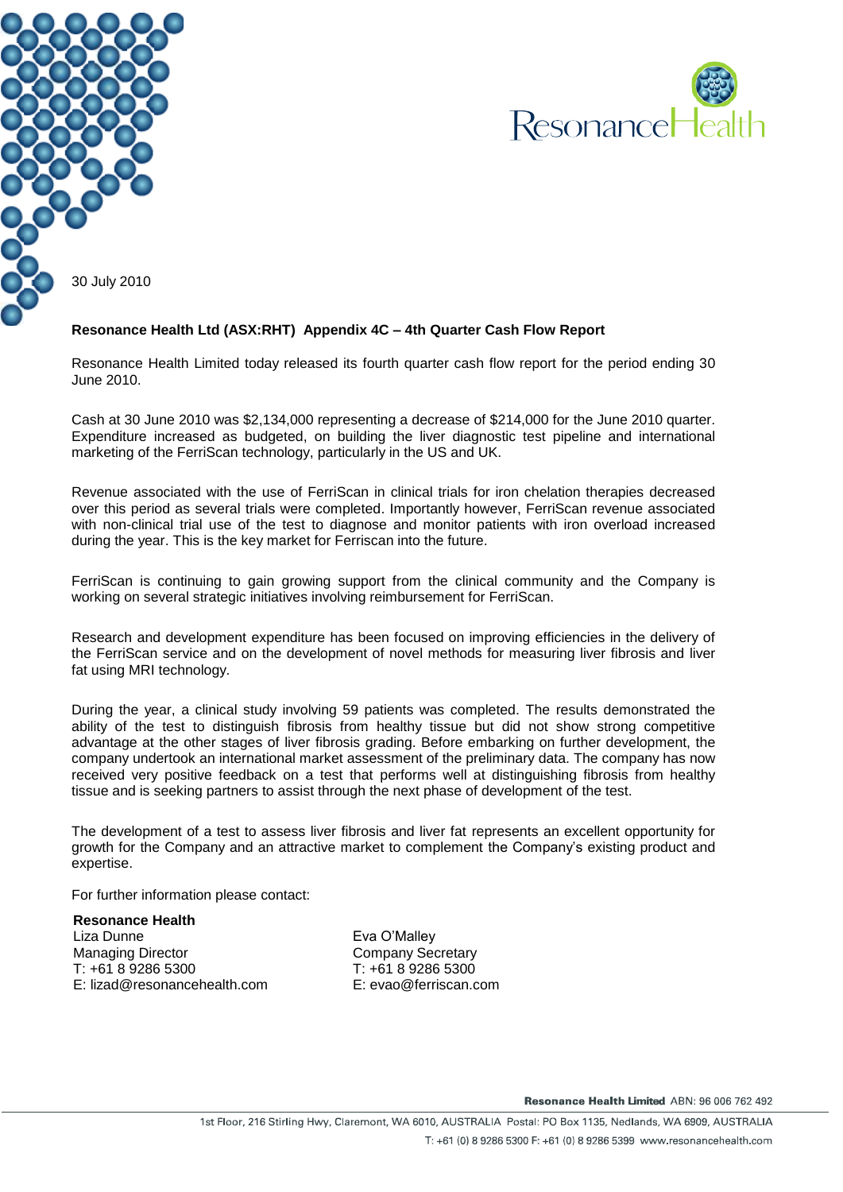30 July 2010

**Resonance Health Ltd (ASX:RHT) Appendix 4C – 4th Quarter Cash Flow Report**

Resonance Health Limited today released its fourth quarter cash flow report for the period ending 30 June 2010.

Cash at 30 June 2010 was $2,134,000 representing a decrease of $214,000 for the June 2010 quarter. Expenditure increased as budgeted, on building the liver diagnostic test pipeline and international marketing of the FerriScan technology, particularly in the US and UK.

Revenue associated with the use of FerriScan in clinical trials for iron chelation therapies decreased over this period as several trials were completed. Importantly however, FerriScan revenue associated with non-clinical trial use of the test to diagnose and monitor patients with iron overload increased during the year. This is the key market for Ferriscan into the future.

FerriScan is continuing to gain growing support from the clinical community and the Company is working on several strategic initiatives involving reimbursement for FerriScan.

Research and development expenditure has been focused on improving efficiencies in the delivery of the FerriScan service and on the development of novel methods for measuring liver fibrosis and liver fat using MRI technology.

During the year, a clinical study involving 59 patients was completed. The results demonstrated the ability of the test to distinguish fibrosis from healthy tissue but did not show strong competitive advantage at the other stages of liver fibrosis grading. Before embarking on further development, the company undertook an international market assessment of the preliminary data. The company has now received very positive feedback on a test that performs well at distinguishing fibrosis from healthy tissue and is seeking partners to assist through the next phase of development of the test.

The development of a test to assess liver fibrosis and liver fat represents an excellent opportunity for growth for the Company and an attractive market to complement the Company's existing product and expertise.

For further information please contact:

**Resonance Health**
Liza Dunne
Managing Director
T: +61 8 9286 5300
E: lizad@resonancehealth.com

Eva O'Malley
Company Secretary
T: +61 8 9286 5300
E: evao@ferriscan.com

**Resonance Health Limited** ABN: 96 006 762 492

1st Floor, 216 Stirling Hwy, Claremont, WA 6010, AUSTRALIA Postal: PO Box 1135, Nedlands, WA 6909, AUSTRALIA

T: +61 (0) 8 9286 5300 F: +61 (0) 8 9286 5399 www.resonancehealth.com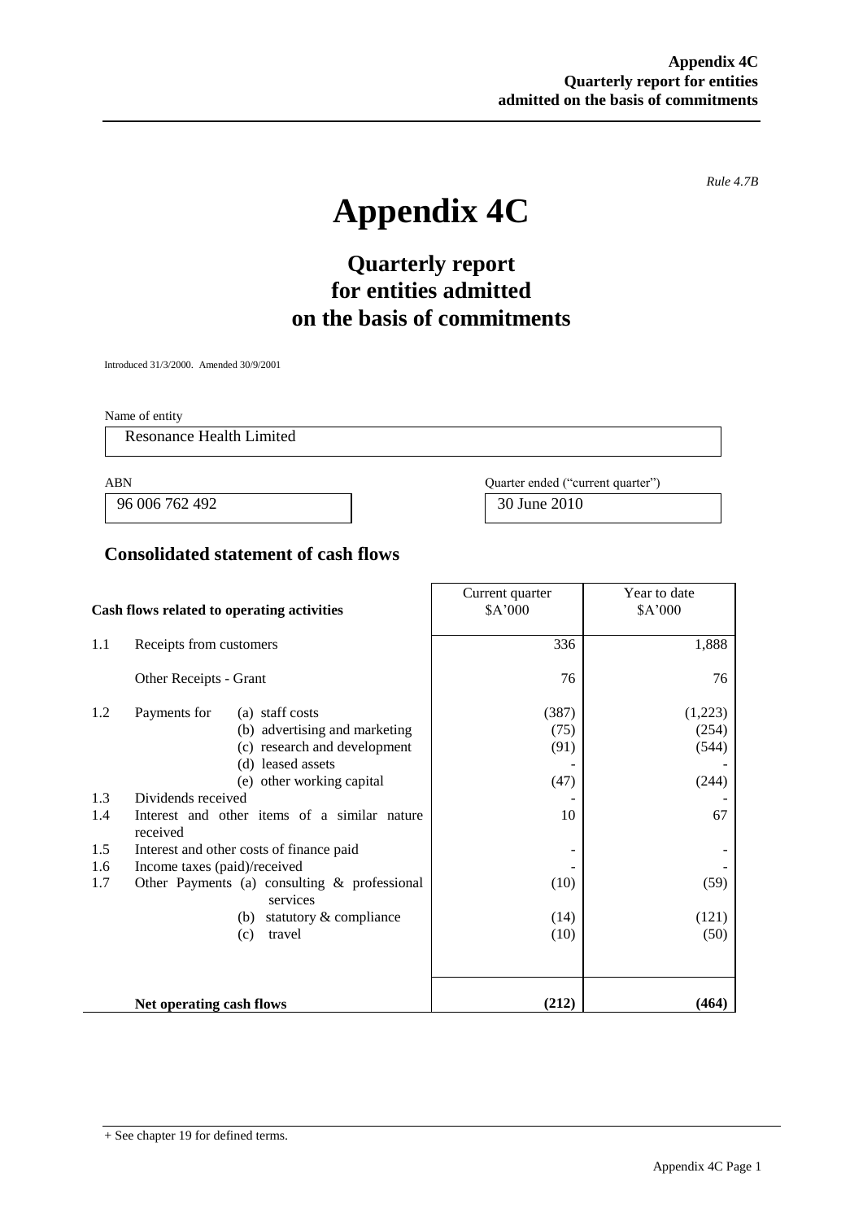*Rule 4.7B*

# Appendix 4C

## Quarterly report for entities admitted on the basis of commitments

Introduced 31/3/2000. Amended 30/9/2001

Name of entity

Resonance Health Limited

| ABN | Quarter ended ("current quarter") |
|---|---|
| 96 006 762 492 | 30 June 2010 |

### Consolidated statement of cash flows

| | Cash flows related to operating activities | Current quarter \$A'000 | Year to date \$A'000 |
|---|---|---|---|
| 1.1 | Receipts from customers | 336 | 1,888 |
| | Other Receipts - Grant | 76 | 76 |
| 1.2 | Payments for (a) staff costs | (387) | (1,223) |
| | (b) advertising and marketing | (75) | (254) |
| | (c) research and development | (91) | (544) |
| | (d) leased assets | - | - |
| | (e) other working capital | (47) | (244) |
| 1.3 | Dividends received | - | - |
| 1.4 | Interest and other items of a similar nature received | 10 | 67 |
| 1.5 | Interest and other costs of finance paid | - | - |
| 1.6 | Income taxes (paid)/received | - | - |
| 1.7 | Other Payments (a) consulting & professional services | (10) | (59) |
| | (b) statutory & compliance | (14) | (121) |
| | (c) travel | (10) | (50) |
| | **Net operating cash flows** | **(212)** | **(464)** |

+ See chapter 19 for defined terms.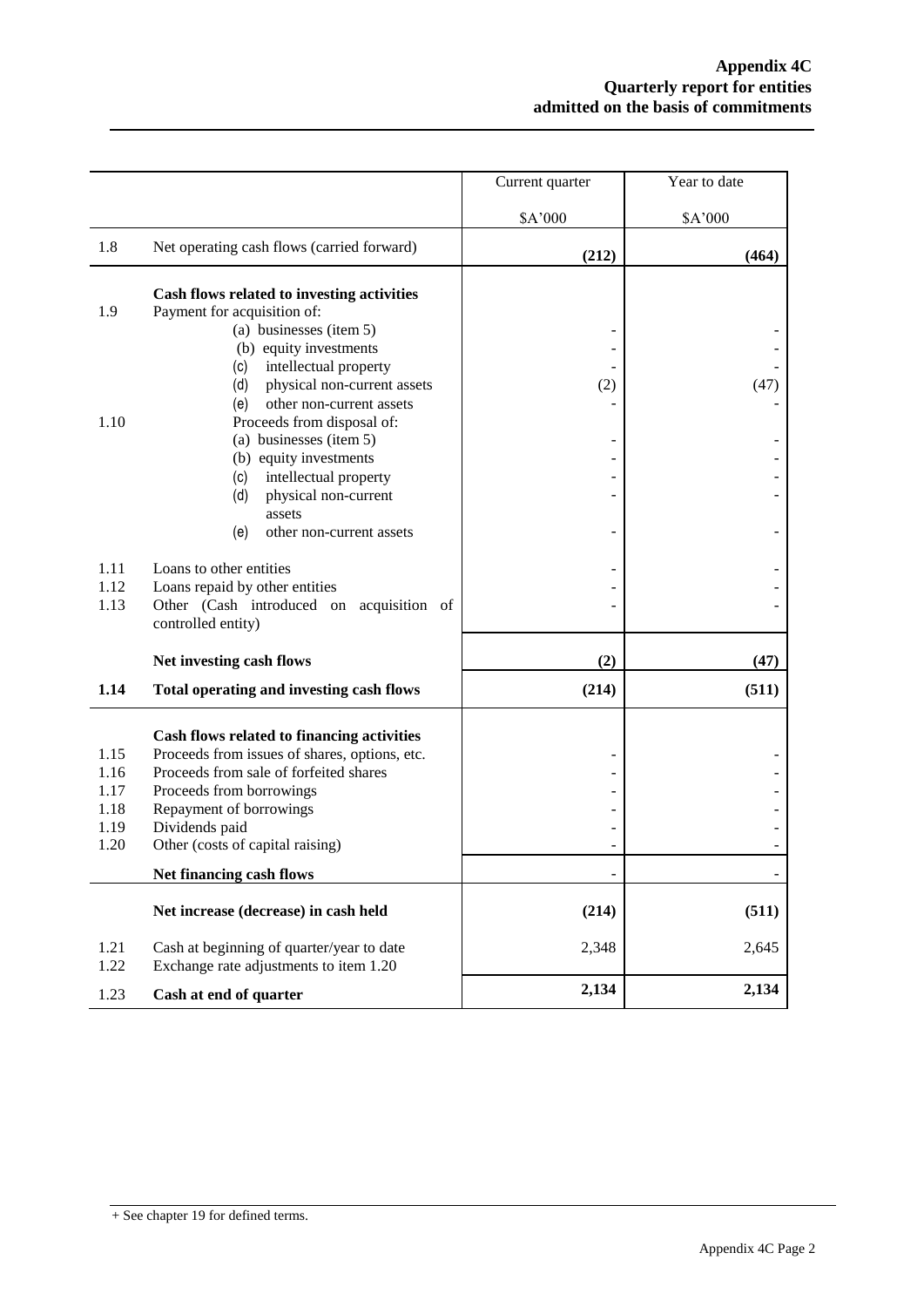|  |  | Current quarter | Year to date |
|---|---|---|---|
|  |  | $A'000 | $A'000 |
| 1.8 | Net operating cash flows (carried forward) | **(212)** | **(464)** |
|  | **Cash flows related to investing activities** |  |  |
| 1.9 | Payment for acquisition of: |  |  |
|  | (a) businesses (item 5) | - | - |
|  | (b) equity investments | - | - |
|  | (c) intellectual property | - | - |
|  | (d) physical non-current assets | (2) | (47) |
|  | (e) other non-current assets | - | - |
| 1.10 | Proceeds from disposal of: |  |  |
|  | (a) businesses (item 5) | - | - |
|  | (b) equity investments | - | - |
|  | (c) intellectual property | - | - |
|  | (d) physical non-current assets | - | - |
|  | (e) other non-current assets | - | - |
| 1.11 | Loans to other entities | - | - |
| 1.12 | Loans repaid by other entities | - | - |
| 1.13 | Other (Cash introduced on acquisition of controlled entity) | - | - |
|  | **Net investing cash flows** | **(2)** | **(47)** |
| **1.14** | **Total operating and investing cash flows** | **(214)** | **(511)** |
|  | **Cash flows related to financing activities** |  |  |
| 1.15 | Proceeds from issues of shares, options, etc. | - | - |
| 1.16 | Proceeds from sale of forfeited shares | - | - |
| 1.17 | Proceeds from borrowings | - | - |
| 1.18 | Repayment of borrowings | - | - |
| 1.19 | Dividends paid | - | - |
| 1.20 | Other (costs of capital raising) | - | - |
|  | **Net financing cash flows** | - | - |
|  | **Net increase (decrease) in cash held** | **(214)** | **(511)** |
| 1.21 | Cash at beginning of quarter/year to date | 2,348 | 2,645 |
| 1.22 | Exchange rate adjustments to item 1.20 |  |  |
| 1.23 | **Cash at end of quarter** | **2,134** | **2,134** |

+ See chapter 19 for defined terms.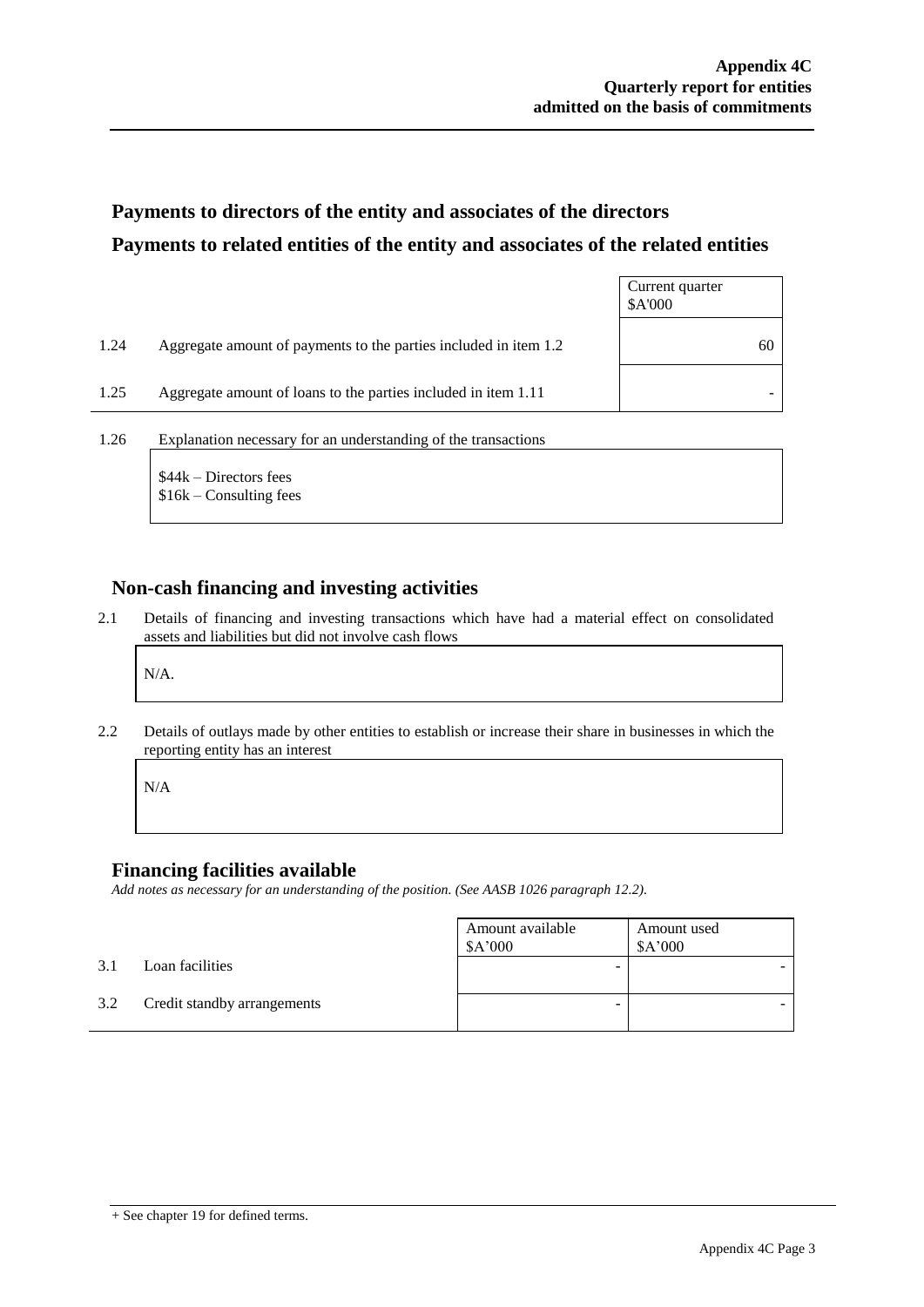## Payments to directors of the entity and associates of the directors

## Payments to related entities of the entity and associates of the related entities

| | | Current quarter $A'000 |
|---|---|---|
| 1.24 | Aggregate amount of payments to the parties included in item 1.2 | 60 |
| 1.25 | Aggregate amount of loans to the parties included in item 1.11 | - |

1.26 Explanation necessary for an understanding of the transactions

$44k – Directors fees
$16k – Consulting fees

## Non-cash financing and investing activities

2.1 Details of financing and investing transactions which have had a material effect on consolidated assets and liabilities but did not involve cash flows

N/A.

2.2 Details of outlays made by other entities to establish or increase their share in businesses in which the reporting entity has an interest

N/A

## Financing facilities available

*Add notes as necessary for an understanding of the position. (See AASB 1026 paragraph 12.2).*

| | | Amount available $A'000 | Amount used $A'000 |
|---|---|---|---|
| 3.1 | Loan facilities | - | - |
| 3.2 | Credit standby arrangements | - | - |

+ See chapter 19 for defined terms.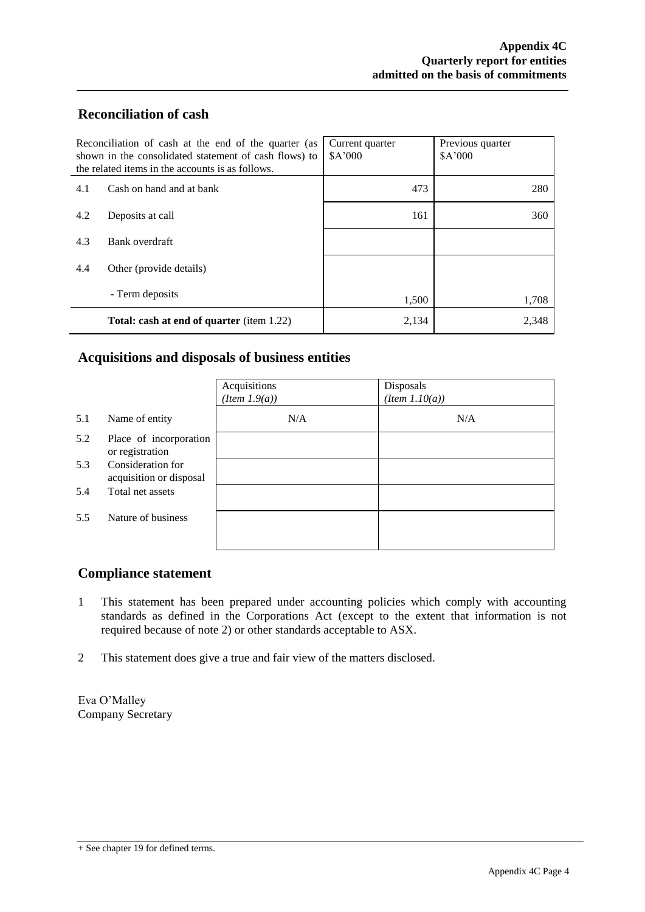## Reconciliation of cash

| Reconciliation of cash at the end of the quarter (as shown in the consolidated statement of cash flows) to the related items in the accounts is as follows. | | Current quarter $A'000 | Previous quarter $A'000 |
|---|---|---|---|
| 4.1 | Cash on hand and at bank | 473 | 280 |
| 4.2 | Deposits at call | 161 | 360 |
| 4.3 | Bank overdraft | | |
| 4.4 | Other (provide details) | | |
| | - Term deposits | 1,500 | 1,708 |
| | **Total: cash at end of quarter** (item 1.22) | 2,134 | 2,348 |

## Acquisitions and disposals of business entities

| | | Acquisitions *(Item 1.9(a))* | Disposals *(Item 1.10(a))* |
|---|---|---|---|
| 5.1 | Name of entity | N/A | N/A |
| 5.2 | Place of incorporation or registration | | |
| 5.3 | Consideration for acquisition or disposal | | |
| 5.4 | Total net assets | | |
| 5.5 | Nature of business | | |

## Compliance statement

1. This statement has been prepared under accounting policies which comply with accounting standards as defined in the Corporations Act (except to the extent that information is not required because of note 2) or other standards acceptable to ASX.

2. This statement does give a true and fair view of the matters disclosed.

Eva O'Malley
Company Secretary

+ See chapter 19 for defined terms.